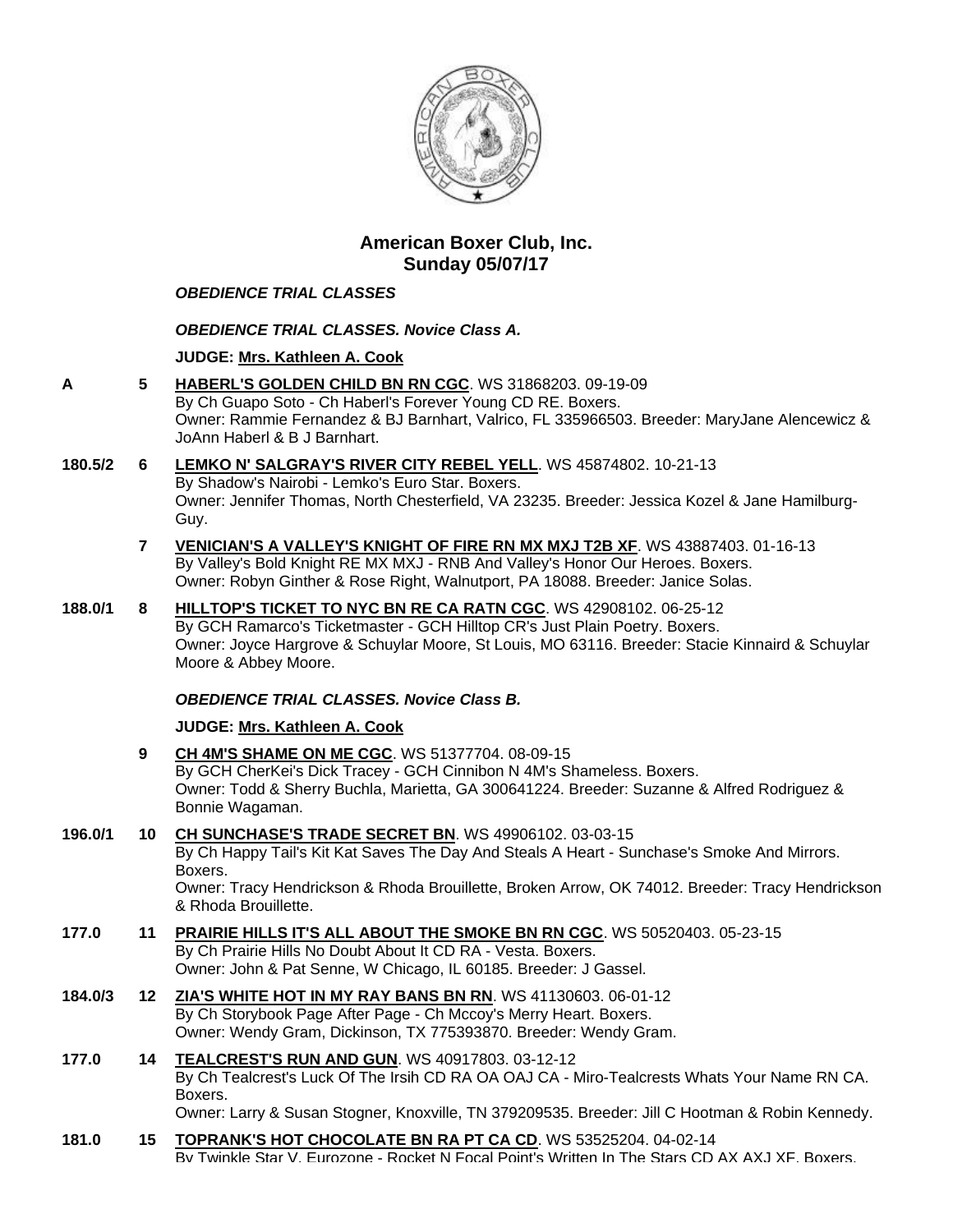## American Boxer Club, Inc.
## Sunday 05/07/17

***OBEDIENCE TRIAL CLASSES***

***OBEDIENCE TRIAL CLASSES. Novice Class A.***

**JUDGE: Mrs. Kathleen A. Cook**

**A** **5** **HABERL'S GOLDEN CHILD BN RN CGC**. WS 31868203. 09-19-09
By Ch Guapo Soto - Ch Haberl's Forever Young CD RE. Boxers.
Owner: Rammie Fernandez & BJ Barnhart, Valrico, FL 335966503. Breeder: MaryJane Alencewicz & JoAnn Haberl & B J Barnhart.

**180.5/2** **6** **LEMKO N' SALGRAY'S RIVER CITY REBEL YELL**. WS 45874802. 10-21-13
By Shadow's Nairobi - Lemko's Euro Star. Boxers.
Owner: Jennifer Thomas, North Chesterfield, VA 23235. Breeder: Jessica Kozel & Jane Hamilburg-Guy.

**7** **VENICIAN'S A VALLEY'S KNIGHT OF FIRE RN MX MXJ T2B XF**. WS 43887403. 01-16-13
By Valley's Bold Knight RE MX MXJ - RNB And Valley's Honor Our Heroes. Boxers.
Owner: Robyn Ginther & Rose Right, Walnutport, PA 18088. Breeder: Janice Solas.

**188.0/1** **8** **HILLTOP'S TICKET TO NYC BN RE CA RATN CGC**. WS 42908102. 06-25-12
By GCH Ramarco's Ticketmaster - GCH Hilltop CR's Just Plain Poetry. Boxers.
Owner: Joyce Hargrove & Schuylar Moore, St Louis, MO 63116. Breeder: Stacie Kinnaird & Schuylar Moore & Abbey Moore.

***OBEDIENCE TRIAL CLASSES. Novice Class B.***

**JUDGE: Mrs. Kathleen A. Cook**

**9** **CH 4M'S SHAME ON ME CGC**. WS 51377704. 08-09-15
By GCH CherKei's Dick Tracey - GCH Cinnibon N 4M's Shameless. Boxers.
Owner: Todd & Sherry Buchla, Marietta, GA 300641224. Breeder: Suzanne & Alfred Rodriguez & Bonnie Wagaman.

**196.0/1** **10** **CH SUNCHASE'S TRADE SECRET BN**. WS 49906102. 03-03-15
By Ch Happy Tail's Kit Kat Saves The Day And Steals A Heart - Sunchase's Smoke And Mirrors. Boxers.
Owner: Tracy Hendrickson & Rhoda Brouillette, Broken Arrow, OK 74012. Breeder: Tracy Hendrickson & Rhoda Brouillette.

**177.0** **11** **PRAIRIE HILLS IT'S ALL ABOUT THE SMOKE BN RN CGC**. WS 50520403. 05-23-15
By Ch Prairie Hills No Doubt About It CD RA - Vesta. Boxers.
Owner: John & Pat Senne, W Chicago, IL 60185. Breeder: J Gassel.

**184.0/3** **12** **ZIA'S WHITE HOT IN MY RAY BANS BN RN**. WS 41130603. 06-01-12
By Ch Storybook Page After Page - Ch Mccoy's Merry Heart. Boxers.
Owner: Wendy Gram, Dickinson, TX 775393870. Breeder: Wendy Gram.

**177.0** **14** **TEALCREST'S RUN AND GUN**. WS 40917803. 03-12-12
By Ch Tealcrest's Luck Of The Irsih CD RA OA OAJ CA - Miro-Tealcrests Whats Your Name RN CA. Boxers.
Owner: Larry & Susan Stogner, Knoxville, TN 379209535. Breeder: Jill C Hootman & Robin Kennedy.

**181.0** **15** **TOPRANK'S HOT CHOCOLATE BN RA PT CA CD**. WS 53525204. 04-02-14
By Twinkle Star V. Eurozone - Rocket N Focal Point's Written In The Stars CD AX AXJ XF. Boxers.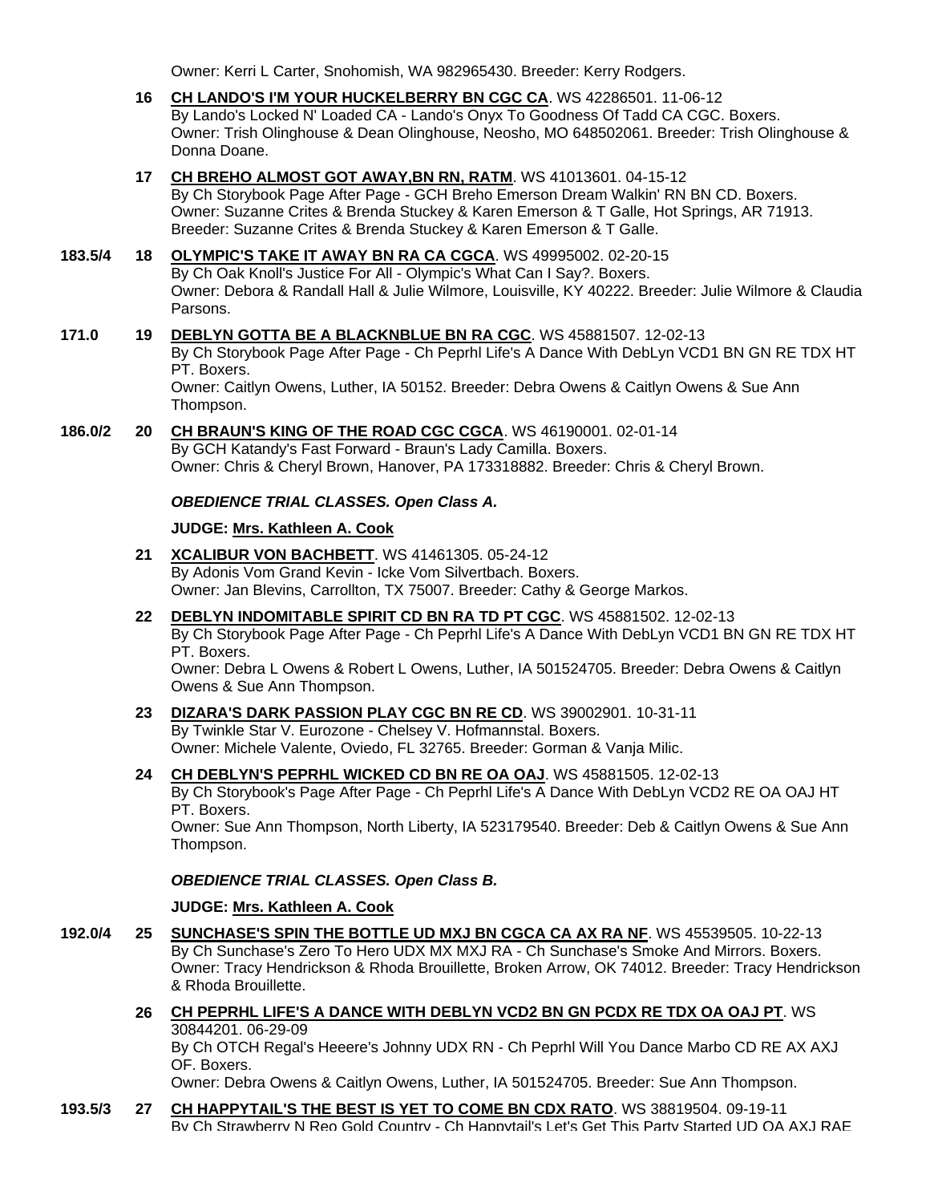Owner: Kerri L Carter, Snohomish, WA 982965430. Breeder: Kerry Rodgers.

**16** **CH LANDO'S I'M YOUR HUCKELBERRY BN CGC CA**. WS 42286501. 11-06-12
By Lando's Locked N' Loaded CA - Lando's Onyx To Goodness Of Tadd CA CGC. Boxers.
Owner: Trish Olinghouse & Dean Olinghouse, Neosho, MO 648502061. Breeder: Trish Olinghouse & Donna Doane.

**17** **CH BREHO ALMOST GOT AWAY,BN RN, RATM**. WS 41013601. 04-15-12
By Ch Storybook Page After Page - GCH Breho Emerson Dream Walkin' RN BN CD. Boxers.
Owner: Suzanne Crites & Brenda Stuckey & Karen Emerson & T Galle, Hot Springs, AR 71913. Breeder: Suzanne Crites & Brenda Stuckey & Karen Emerson & T Galle.

**183.5/4** **18** **OLYMPIC'S TAKE IT AWAY BN RA CA CGCA**. WS 49995002. 02-20-15
By Ch Oak Knoll's Justice For All - Olympic's What Can I Say?. Boxers.
Owner: Debora & Randall Hall & Julie Wilmore, Louisville, KY 40222. Breeder: Julie Wilmore & Claudia Parsons.

**171.0** **19** **DEBLYN GOTTA BE A BLACKNBLUE BN RA CGC**. WS 45881507. 12-02-13
By Ch Storybook Page After Page - Ch Peprhl Life's A Dance With DebLyn VCD1 BN GN RE TDX HT PT. Boxers.
Owner: Caitlyn Owens, Luther, IA 50152. Breeder: Debra Owens & Caitlyn Owens & Sue Ann Thompson.

**186.0/2** **20** **CH BRAUN'S KING OF THE ROAD CGC CGCA**. WS 46190001. 02-01-14
By GCH Katandy's Fast Forward - Braun's Lady Camilla. Boxers.
Owner: Chris & Cheryl Brown, Hanover, PA 173318882. Breeder: Chris & Cheryl Brown.

***OBEDIENCE TRIAL CLASSES. Open Class A.***

**JUDGE: Mrs. Kathleen A. Cook**

**21** **XCALIBUR VON BACHBETT**. WS 41461305. 05-24-12
By Adonis Vom Grand Kevin - Icke Vom Silvertbach. Boxers.
Owner: Jan Blevins, Carrollton, TX 75007. Breeder: Cathy & George Markos.

**22** **DEBLYN INDOMITABLE SPIRIT CD BN RA TD PT CGC**. WS 45881502. 12-02-13
By Ch Storybook Page After Page - Ch Peprhl Life's A Dance With DebLyn VCD1 BN GN RE TDX HT PT. Boxers.
Owner: Debra L Owens & Robert L Owens, Luther, IA 501524705. Breeder: Debra Owens & Caitlyn Owens & Sue Ann Thompson.

**23** **DIZARA'S DARK PASSION PLAY CGC BN RE CD**. WS 39002901. 10-31-11
By Twinkle Star V. Eurozone - Chelsey V. Hofmannstal. Boxers.
Owner: Michele Valente, Oviedo, FL 32765. Breeder: Gorman & Vanja Milic.

**24** **CH DEBLYN'S PEPRHL WICKED CD BN RE OA OAJ**. WS 45881505. 12-02-13
By Ch Storybook's Page After Page - Ch Peprhl Life's A Dance With DebLyn VCD2 RE OA OAJ HT PT. Boxers.
Owner: Sue Ann Thompson, North Liberty, IA 523179540. Breeder: Deb & Caitlyn Owens & Sue Ann Thompson.

***OBEDIENCE TRIAL CLASSES. Open Class B.***

**JUDGE: Mrs. Kathleen A. Cook**

**192.0/4** **25** **SUNCHASE'S SPIN THE BOTTLE UD MXJ BN CGCA CA AX RA NF**. WS 45539505. 10-22-13
By Ch Sunchase's Zero To Hero UDX MX MXJ RA - Ch Sunchase's Smoke And Mirrors. Boxers.
Owner: Tracy Hendrickson & Rhoda Brouillette, Broken Arrow, OK 74012. Breeder: Tracy Hendrickson & Rhoda Brouillette.

**26** **CH PEPRHL LIFE'S A DANCE WITH DEBLYN VCD2 BN GN PCDX RE TDX OA OAJ PT**. WS 30844201. 06-29-09
By Ch OTCH Regal's Heeere's Johnny UDX RN - Ch Peprhl Will You Dance Marbo CD RE AX AXJ OF. Boxers.
Owner: Debra Owens & Caitlyn Owens, Luther, IA 501524705. Breeder: Sue Ann Thompson.

**193.5/3** **27** **CH HAPPYTAIL'S THE BEST IS YET TO COME BN CDX RATO**. WS 38819504. 09-19-11
By Ch Strawberry N Reo Gold Country - Ch Happytail's Let's Get This Party Started UD OA AXJ RAE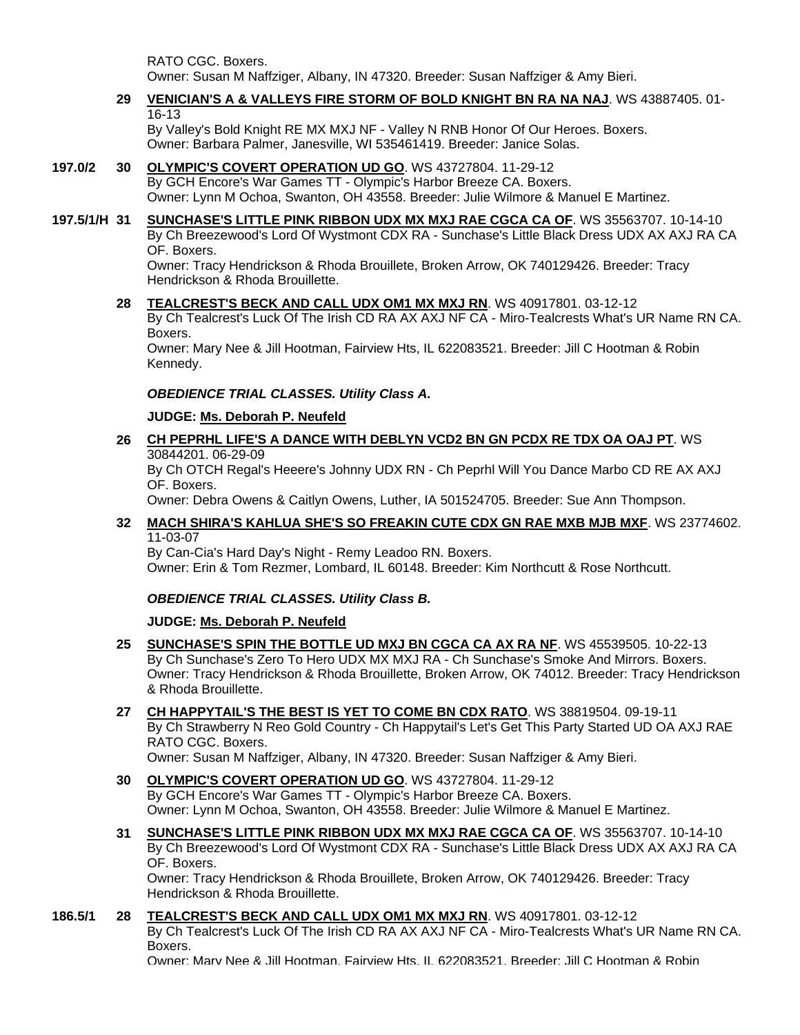RATO CGC. Boxers.
Owner: Susan M Naffziger, Albany, IN 47320. Breeder: Susan Naffziger & Amy Bieri.

**29** **VENICIAN'S A & VALLEYS FIRE STORM OF BOLD KNIGHT BN RA NA NAJ**. WS 43887405. 01-16-13
By Valley's Bold Knight RE MX MXJ NF - Valley N RNB Honor Of Our Heroes. Boxers.
Owner: Barbara Palmer, Janesville, WI 535461419. Breeder: Janice Solas.

**197.0/2** **30** **OLYMPIC'S COVERT OPERATION UD GO**. WS 43727804. 11-29-12
By GCH Encore's War Games TT - Olympic's Harbor Breeze CA. Boxers.
Owner: Lynn M Ochoa, Swanton, OH 43558. Breeder: Julie Wilmore & Manuel E Martinez.

**197.5/1/H** **31** **SUNCHASE'S LITTLE PINK RIBBON UDX MX MXJ RAE CGCA CA OF**. WS 35563707. 10-14-10
By Ch Breezewood's Lord Of Wystmont CDX RA - Sunchase's Little Black Dress UDX AX AXJ RA CA OF. Boxers.
Owner: Tracy Hendrickson & Rhoda Brouillete, Broken Arrow, OK 740129426. Breeder: Tracy Hendrickson & Rhoda Brouillette.

**28** **TEALCREST'S BECK AND CALL UDX OM1 MX MXJ RN**. WS 40917801. 03-12-12
By Ch Tealcrest's Luck Of The Irish CD RA AX AXJ NF CA - Miro-Tealcrests What's UR Name RN CA. Boxers.
Owner: Mary Nee & Jill Hootman, Fairview Hts, IL 622083521. Breeder: Jill C Hootman & Robin Kennedy.

### *OBEDIENCE TRIAL CLASSES. Utility Class A.*

**JUDGE: Ms. Deborah P. Neufeld**

**26** **CH PEPRHL LIFE'S A DANCE WITH DEBLYN VCD2 BN GN PCDX RE TDX OA OAJ PT**. WS 30844201. 06-29-09
By Ch OTCH Regal's Heeere's Johnny UDX RN - Ch Peprhl Will You Dance Marbo CD RE AX AXJ OF. Boxers.
Owner: Debra Owens & Caitlyn Owens, Luther, IA 501524705. Breeder: Sue Ann Thompson.

**32** **MACH SHIRA'S KAHLUA SHE'S SO FREAKIN CUTE CDX GN RAE MXB MJB MXF**. WS 23774602. 11-03-07
By Can-Cia's Hard Day's Night - Remy Leadoo RN. Boxers.
Owner: Erin & Tom Rezmer, Lombard, IL 60148. Breeder: Kim Northcutt & Rose Northcutt.

### *OBEDIENCE TRIAL CLASSES. Utility Class B.*

**JUDGE: Ms. Deborah P. Neufeld**

**25** **SUNCHASE'S SPIN THE BOTTLE UD MXJ BN CGCA CA AX RA NF**. WS 45539505. 10-22-13
By Ch Sunchase's Zero To Hero UDX MX MXJ RA - Ch Sunchase's Smoke And Mirrors. Boxers.
Owner: Tracy Hendrickson & Rhoda Brouillette, Broken Arrow, OK 74012. Breeder: Tracy Hendrickson & Rhoda Brouillette.

**27** **CH HAPPYTAIL'S THE BEST IS YET TO COME BN CDX RATO**. WS 38819504. 09-19-11
By Ch Strawberry N Reo Gold Country - Ch Happytail's Let's Get This Party Started UD OA AXJ RAE RATO CGC. Boxers.
Owner: Susan M Naffziger, Albany, IN 47320. Breeder: Susan Naffziger & Amy Bieri.

**30** **OLYMPIC'S COVERT OPERATION UD GO**. WS 43727804. 11-29-12
By GCH Encore's War Games TT - Olympic's Harbor Breeze CA. Boxers.
Owner: Lynn M Ochoa, Swanton, OH 43558. Breeder: Julie Wilmore & Manuel E Martinez.

**31** **SUNCHASE'S LITTLE PINK RIBBON UDX MX MXJ RAE CGCA CA OF**. WS 35563707. 10-14-10
By Ch Breezewood's Lord Of Wystmont CDX RA - Sunchase's Little Black Dress UDX AX AXJ RA CA OF. Boxers.
Owner: Tracy Hendrickson & Rhoda Brouillete, Broken Arrow, OK 740129426. Breeder: Tracy Hendrickson & Rhoda Brouillette.

**186.5/1** **28** **TEALCREST'S BECK AND CALL UDX OM1 MX MXJ RN**. WS 40917801. 03-12-12
By Ch Tealcrest's Luck Of The Irish CD RA AX AXJ NF CA - Miro-Tealcrests What's UR Name RN CA. Boxers.
Owner: Mary Nee & Jill Hootman, Fairview Hts, IL 622083521. Breeder: Jill C Hootman & Robin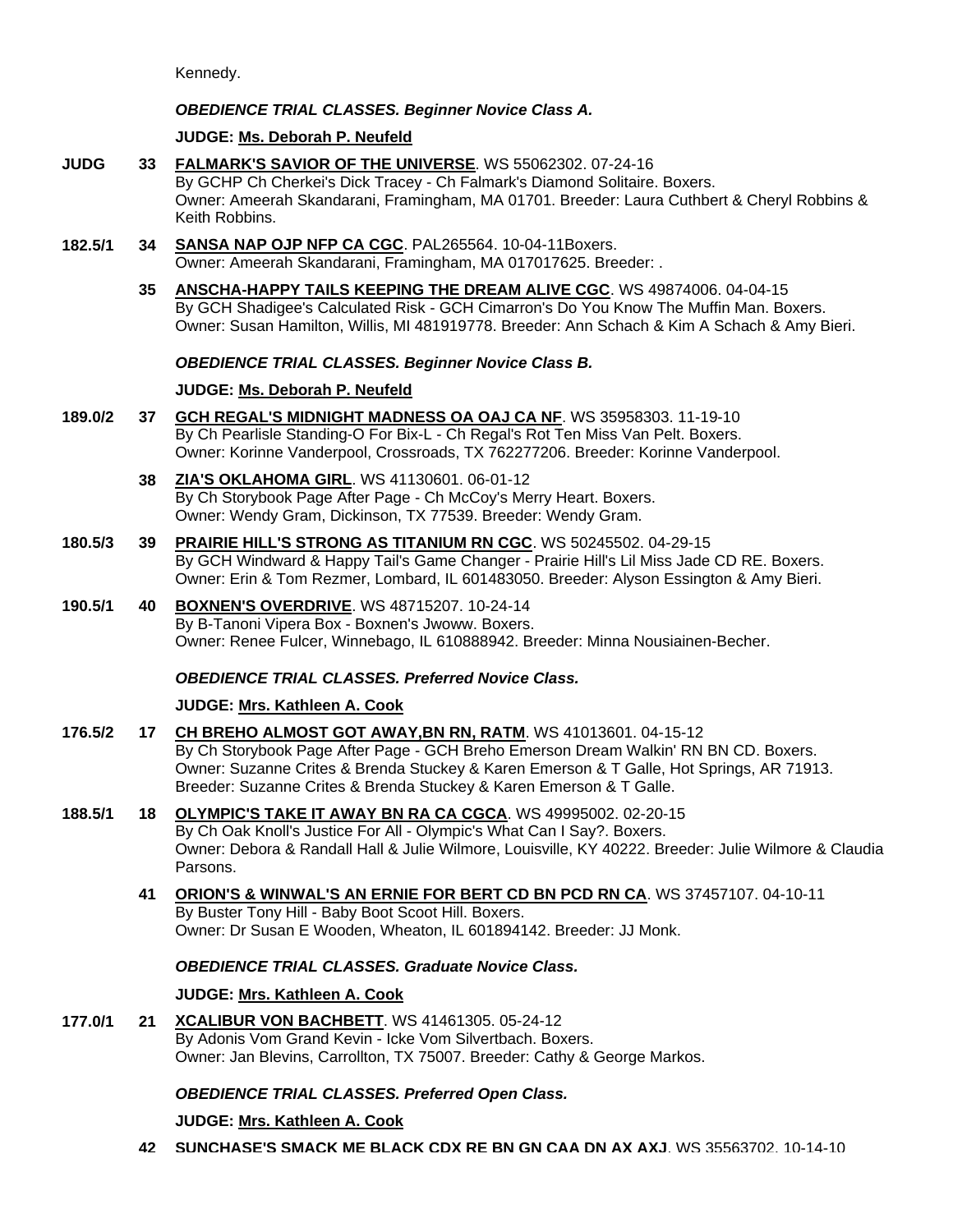Kennedy.

***OBEDIENCE TRIAL CLASSES. Beginner Novice Class A.***

**JUDGE: Ms. Deborah P. Neufeld**

**JUDG** **33** **FALMARK'S SAVIOR OF THE UNIVERSE**. WS 55062302. 07-24-16
By GCHP Ch Cherkei's Dick Tracey - Ch Falmark's Diamond Solitaire. Boxers.
Owner: Ameerah Skandarani, Framingham, MA 01701. Breeder: Laura Cuthbert & Cheryl Robbins & Keith Robbins.

**182.5/1** **34** **SANSA NAP OJP NFP CA CGC**. PAL265564. 10-04-11Boxers.
Owner: Ameerah Skandarani, Framingham, MA 017017625. Breeder: .

**35** **ANSCHA-HAPPY TAILS KEEPING THE DREAM ALIVE CGC**. WS 49874006. 04-04-15
By GCH Shadigee's Calculated Risk - GCH Cimarron's Do You Know The Muffin Man. Boxers.
Owner: Susan Hamilton, Willis, MI 481919778. Breeder: Ann Schach & Kim A Schach & Amy Bieri.

***OBEDIENCE TRIAL CLASSES. Beginner Novice Class B.***

**JUDGE: Ms. Deborah P. Neufeld**

**189.0/2** **37** **GCH REGAL'S MIDNIGHT MADNESS OA OAJ CA NF**. WS 35958303. 11-19-10
By Ch Pearlisle Standing-O For Bix-L - Ch Regal's Rot Ten Miss Van Pelt. Boxers.
Owner: Korinne Vanderpool, Crossroads, TX 762277206. Breeder: Korinne Vanderpool.

**38** **ZIA'S OKLAHOMA GIRL**. WS 41130601. 06-01-12
By Ch Storybook Page After Page - Ch McCoy's Merry Heart. Boxers.
Owner: Wendy Gram, Dickinson, TX 77539. Breeder: Wendy Gram.

**180.5/3** **39** **PRAIRIE HILL'S STRONG AS TITANIUM RN CGC**. WS 50245502. 04-29-15
By GCH Windward & Happy Tail's Game Changer - Prairie Hill's Lil Miss Jade CD RE. Boxers.
Owner: Erin & Tom Rezmer, Lombard, IL 601483050. Breeder: Alyson Essington & Amy Bieri.

**190.5/1** **40** **BOXNEN'S OVERDRIVE**. WS 48715207. 10-24-14
By B-Tanoni Vipera Box - Boxnen's Jwoww. Boxers.
Owner: Renee Fulcer, Winnebago, IL 610888942. Breeder: Minna Nousiainen-Becher.

***OBEDIENCE TRIAL CLASSES. Preferred Novice Class.***

**JUDGE: Mrs. Kathleen A. Cook**

**176.5/2** **17** **CH BREHO ALMOST GOT AWAY,BN RN, RATM**. WS 41013601. 04-15-12
By Ch Storybook Page After Page - GCH Breho Emerson Dream Walkin' RN BN CD. Boxers.
Owner: Suzanne Crites & Brenda Stuckey & Karen Emerson & T Galle, Hot Springs, AR 71913.
Breeder: Suzanne Crites & Brenda Stuckey & Karen Emerson & T Galle.

**188.5/1** **18** **OLYMPIC'S TAKE IT AWAY BN RA CA CGCA**. WS 49995002. 02-20-15
By Ch Oak Knoll's Justice For All - Olympic's What Can I Say?. Boxers.
Owner: Debora & Randall Hall & Julie Wilmore, Louisville, KY 40222. Breeder: Julie Wilmore & Claudia Parsons.

**41** **ORION'S & WINWAL'S AN ERNIE FOR BERT CD BN PCD RN CA**. WS 37457107. 04-10-11
By Buster Tony Hill - Baby Boot Scoot Hill. Boxers.
Owner: Dr Susan E Wooden, Wheaton, IL 601894142. Breeder: JJ Monk.

***OBEDIENCE TRIAL CLASSES. Graduate Novice Class.***

**JUDGE: Mrs. Kathleen A. Cook**

**177.0/1** **21** **XCALIBUR VON BACHBETT**. WS 41461305. 05-24-12
By Adonis Vom Grand Kevin - Icke Vom Silvertbach. Boxers.
Owner: Jan Blevins, Carrollton, TX 75007. Breeder: Cathy & George Markos.

***OBEDIENCE TRIAL CLASSES. Preferred Open Class.***

**JUDGE: Mrs. Kathleen A. Cook**

**42** **SUNCHASE'S SMACK ME BLACK CDX RE BN GN CAA DN AX AXJ**. WS 35563702. 10-14-10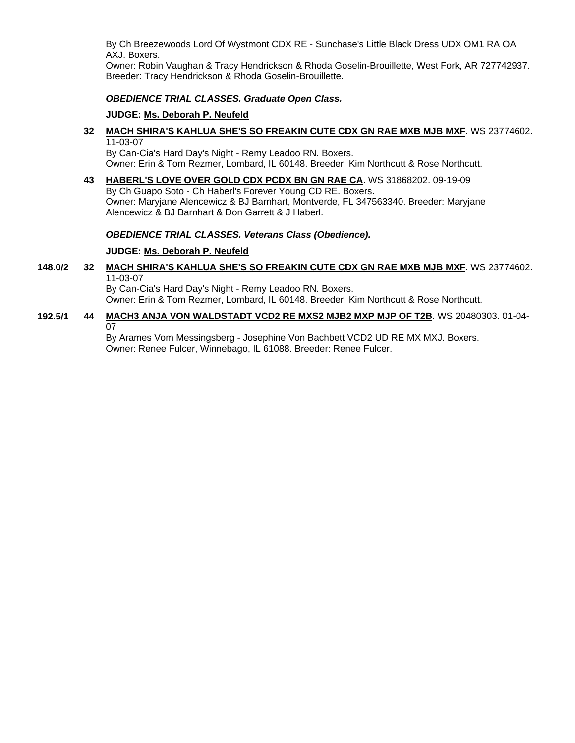By Ch Breezewoods Lord Of Wystmont CDX RE - Sunchase's Little Black Dress UDX OM1 RA OA AXJ. Boxers.
Owner: Robin Vaughan & Tracy Hendrickson & Rhoda Goselin-Brouillette, West Fork, AR 727742937. Breeder: Tracy Hendrickson & Rhoda Goselin-Brouillette.

***OBEDIENCE TRIAL CLASSES. Graduate Open Class.***

**JUDGE: Ms. Deborah P. Neufeld**

**32** **MACH SHIRA'S KAHLUA SHE'S SO FREAKIN CUTE CDX GN RAE MXB MJB MXF**. WS 23774602. 11-03-07
By Can-Cia's Hard Day's Night - Remy Leadoo RN. Boxers.
Owner: Erin & Tom Rezmer, Lombard, IL 60148. Breeder: Kim Northcutt & Rose Northcutt.

**43** **HABERL'S LOVE OVER GOLD CDX PCDX BN GN RAE CA**. WS 31868202. 09-19-09
By Ch Guapo Soto - Ch Haberl's Forever Young CD RE. Boxers.
Owner: Maryjane Alencewicz & BJ Barnhart, Montverde, FL 347563340. Breeder: Maryjane Alencewicz & BJ Barnhart & Don Garrett & J Haberl.

***OBEDIENCE TRIAL CLASSES. Veterans Class (Obedience).***

**JUDGE: Ms. Deborah P. Neufeld**

**148.0/2** **32** **MACH SHIRA'S KAHLUA SHE'S SO FREAKIN CUTE CDX GN RAE MXB MJB MXF**. WS 23774602. 11-03-07
By Can-Cia's Hard Day's Night - Remy Leadoo RN. Boxers.
Owner: Erin & Tom Rezmer, Lombard, IL 60148. Breeder: Kim Northcutt & Rose Northcutt.

**192.5/1** **44** **MACH3 ANJA VON WALDSTADT VCD2 RE MXS2 MJB2 MXP MJP OF T2B**. WS 20480303. 01-04-07
By Arames Vom Messingsberg - Josephine Von Bachbett VCD2 UD RE MX MXJ. Boxers.
Owner: Renee Fulcer, Winnebago, IL 61088. Breeder: Renee Fulcer.